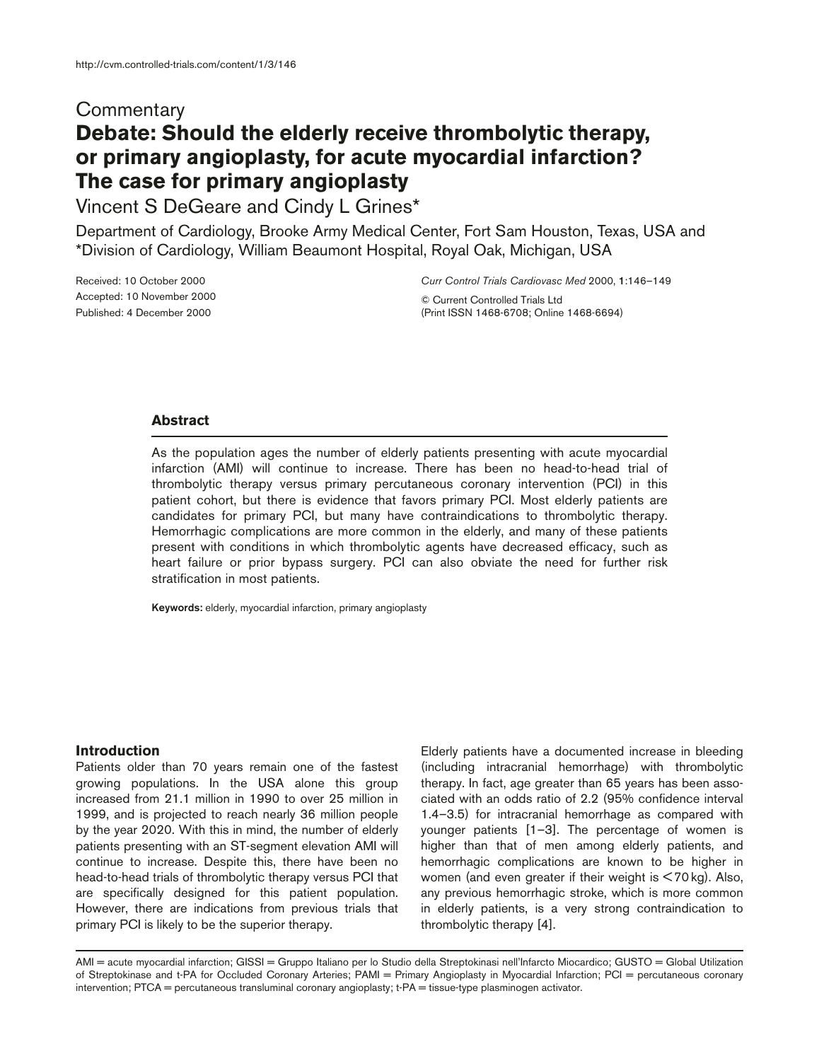Commentary

# Debate: Should the elderly receive thrombolytic therapy, or primary angioplasty, for acute myocardial infarction? The case for primary angioplasty

Vincent S DeGeare and Cindy L Grines*

Department of Cardiology, Brooke Army Medical Center, Fort Sam Houston, Texas, USA and *Division of Cardiology, William Beaumont Hospital, Royal Oak, Michigan, USA

Received: 10 October 2000
Accepted: 10 November 2000
Published: 4 December 2000

*Curr Control Trials Cardiovasc Med* 2000, **1**:146–149

© Current Controlled Trials Ltd
(Print ISSN 1468-6708; Online 1468-6694)

## Abstract

As the population ages the number of elderly patients presenting with acute myocardial infarction (AMI) will continue to increase. There has been no head-to-head trial of thrombolytic therapy versus primary percutaneous coronary intervention (PCI) in this patient cohort, but there is evidence that favors primary PCI. Most elderly patients are candidates for primary PCI, but many have contraindications to thrombolytic therapy. Hemorrhagic complications are more common in the elderly, and many of these patients present with conditions in which thrombolytic agents have decreased efficacy, such as heart failure or prior bypass surgery. PCI can also obviate the need for further risk stratification in most patients.

**Keywords:** elderly, myocardial infarction, primary angioplasty

## Introduction

Patients older than 70 years remain one of the fastest growing populations. In the USA alone this group increased from 21.1 million in 1990 to over 25 million in 1999, and is projected to reach nearly 36 million people by the year 2020. With this in mind, the number of elderly patients presenting with an ST-segment elevation AMI will continue to increase. Despite this, there have been no head-to-head trials of thrombolytic therapy versus PCI that are specifically designed for this patient population. However, there are indications from previous trials that primary PCI is likely to be the superior therapy.

Elderly patients have a documented increase in bleeding (including intracranial hemorrhage) with thrombolytic therapy. In fact, age greater than 65 years has been associated with an odds ratio of 2.2 (95% confidence interval 1.4–3.5) for intracranial hemorrhage as compared with younger patients [1–3]. The percentage of women is higher than that of men among elderly patients, and hemorrhagic complications are known to be higher in women (and even greater if their weight is < 70 kg). Also, any previous hemorrhagic stroke, which is more common in elderly patients, is a very strong contraindication to thrombolytic therapy [4].

AMI = acute myocardial infarction; GISSI = Gruppo Italiano per lo Studio della Streptokinasi nell'Infarcto Miocardico; GUSTO = Global Utilization of Streptokinase and t-PA for Occluded Coronary Arteries; PAMI = Primary Angioplasty in Myocardial Infarction; PCI = percutaneous coronary intervention; PTCA = percutaneous transluminal coronary angioplasty; t-PA = tissue-type plasminogen activator.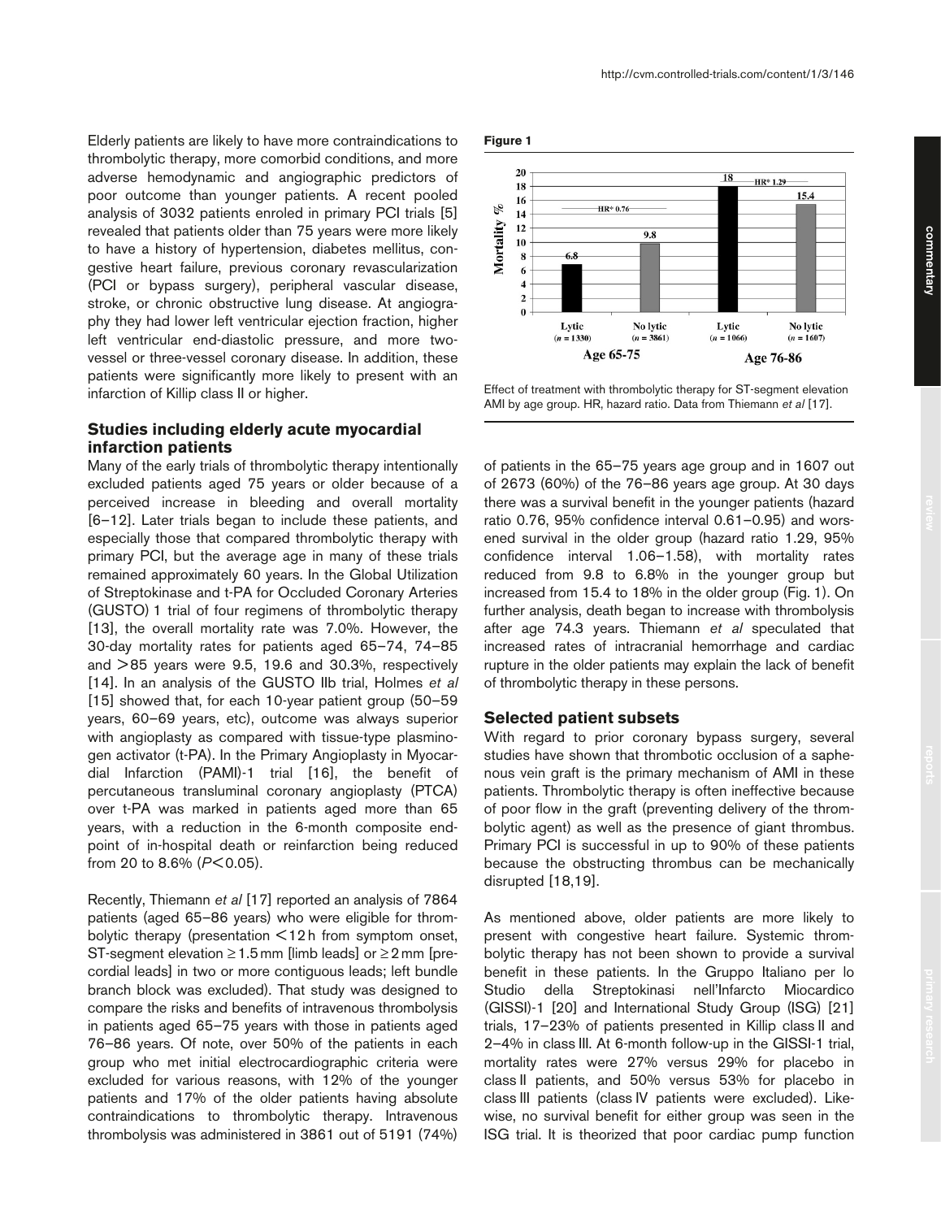Elderly patients are likely to have more contraindications to thrombolytic therapy, more comorbid conditions, and more adverse hemodynamic and angiographic predictors of poor outcome than younger patients. A recent pooled analysis of 3032 patients enroled in primary PCI trials [5] revealed that patients older than 75 years were more likely to have a history of hypertension, diabetes mellitus, congestive heart failure, previous coronary revascularization (PCI or bypass surgery), peripheral vascular disease, stroke, or chronic obstructive lung disease. At angiography they had lower left ventricular ejection fraction, higher left ventricular end-diastolic pressure, and more two-vessel or three-vessel coronary disease. In addition, these patients were significantly more likely to present with an infarction of Killip class II or higher.

## Studies including elderly acute myocardial infarction patients

Many of the early trials of thrombolytic therapy intentionally excluded patients aged 75 years or older because of a perceived increase in bleeding and overall mortality [6–12]. Later trials began to include these patients, and especially those that compared thrombolytic therapy with primary PCI, but the average age in many of these trials remained approximately 60 years. In the Global Utilization of Streptokinase and t-PA for Occluded Coronary Arteries (GUSTO) 1 trial of four regimens of thrombolytic therapy [13], the overall mortality rate was 7.0%. However, the 30-day mortality rates for patients aged 65–74, 74–85 and >85 years were 9.5, 19.6 and 30.3%, respectively [14]. In an analysis of the GUSTO IIb trial, Holmes *et al* [15] showed that, for each 10-year patient group (50–59 years, 60–69 years, etc), outcome was always superior with angioplasty as compared with tissue-type plasminogen activator (t-PA). In the Primary Angioplasty in Myocardial Infarction (PAMI)-1 trial [16], the benefit of percutaneous transluminal coronary angioplasty (PTCA) over t-PA was marked in patients aged more than 65 years, with a reduction in the 6-month composite endpoint of in-hospital death or reinfarction being reduced from 20 to 8.6% ($P < 0.05$).

Recently, Thiemann *et al* [17] reported an analysis of 7864 patients (aged 65–86 years) who were eligible for thrombolytic therapy (presentation <12 h from symptom onset, ST-segment elevation ≥1.5 mm [limb leads] or ≥2 mm [precordial leads] in two or more contiguous leads; left bundle branch block was excluded). That study was designed to compare the risks and benefits of intravenous thrombolysis in patients aged 65–75 years with those in patients aged 76–86 years. Of note, over 50% of the patients in each group who met initial electrocardiographic criteria were excluded for various reasons, with 12% of the younger patients and 17% of the older patients having absolute contraindications to thrombolytic therapy. Intravenous thrombolysis was administered in 3861 out of 5191 (74%) of patients in the 65–75 years age group and in 1607 out of 2673 (60%) of the 76–86 years age group. At 30 days there was a survival benefit in the younger patients (hazard ratio 0.76, 95% confidence interval 0.61–0.95) and worsened survival in the older group (hazard ratio 1.29, 95% confidence interval 1.06–1.58), with mortality rates reduced from 9.8 to 6.8% in the younger group but increased from 15.4 to 18% in the older group (Fig. 1). On further analysis, death began to increase with thrombolysis after age 74.3 years. Thiemann *et al* speculated that increased rates of intracranial hemorrhage and cardiac rupture in the older patients may explain the lack of benefit of thrombolytic therapy in these persons.

**Figure 1**

| | Age 65-75 | | Age 76-86 | |
|---|---|---|---|---|
| | Lytic ($n$ = 1330) | No lytic ($n$ = 3861) | Lytic ($n$ = 1066) | No lytic ($n$ = 1607) |
| Mortality % | 6.8 | 9.8 | 18 | 15.4 |
| | HR* 0.76 | | HR* 1.29 | |

Effect of treatment with thrombolytic therapy for ST-segment elevation AMI by age group. HR, hazard ratio. Data from Thiemann *et al* [17].

## Selected patient subsets

With regard to prior coronary bypass surgery, several studies have shown that thrombotic occlusion of a saphenous vein graft is the primary mechanism of AMI in these patients. Thrombolytic therapy is often ineffective because of poor flow in the graft (preventing delivery of the thrombolytic agent) as well as the presence of giant thrombus. Primary PCI is successful in up to 90% of these patients because the obstructing thrombus can be mechanically disrupted [18,19].

As mentioned above, older patients are more likely to present with congestive heart failure. Systemic thrombolytic therapy has not been shown to provide a survival benefit in these patients. In the Gruppo Italiano per lo Studio della Streptokinasi nell'Infarcto Miocardico (GISSI)-1 [20] and International Study Group (ISG) [21] trials, 17–23% of patients presented in Killip class II and 2–4% in class III. At 6-month follow-up in the GISSI-1 trial, mortality rates were 27% versus 29% for placebo in class II patients, and 50% versus 53% for placebo in class III patients (class IV patients were excluded). Likewise, no survival benefit for either group was seen in the ISG trial. It is theorized that poor cardiac pump function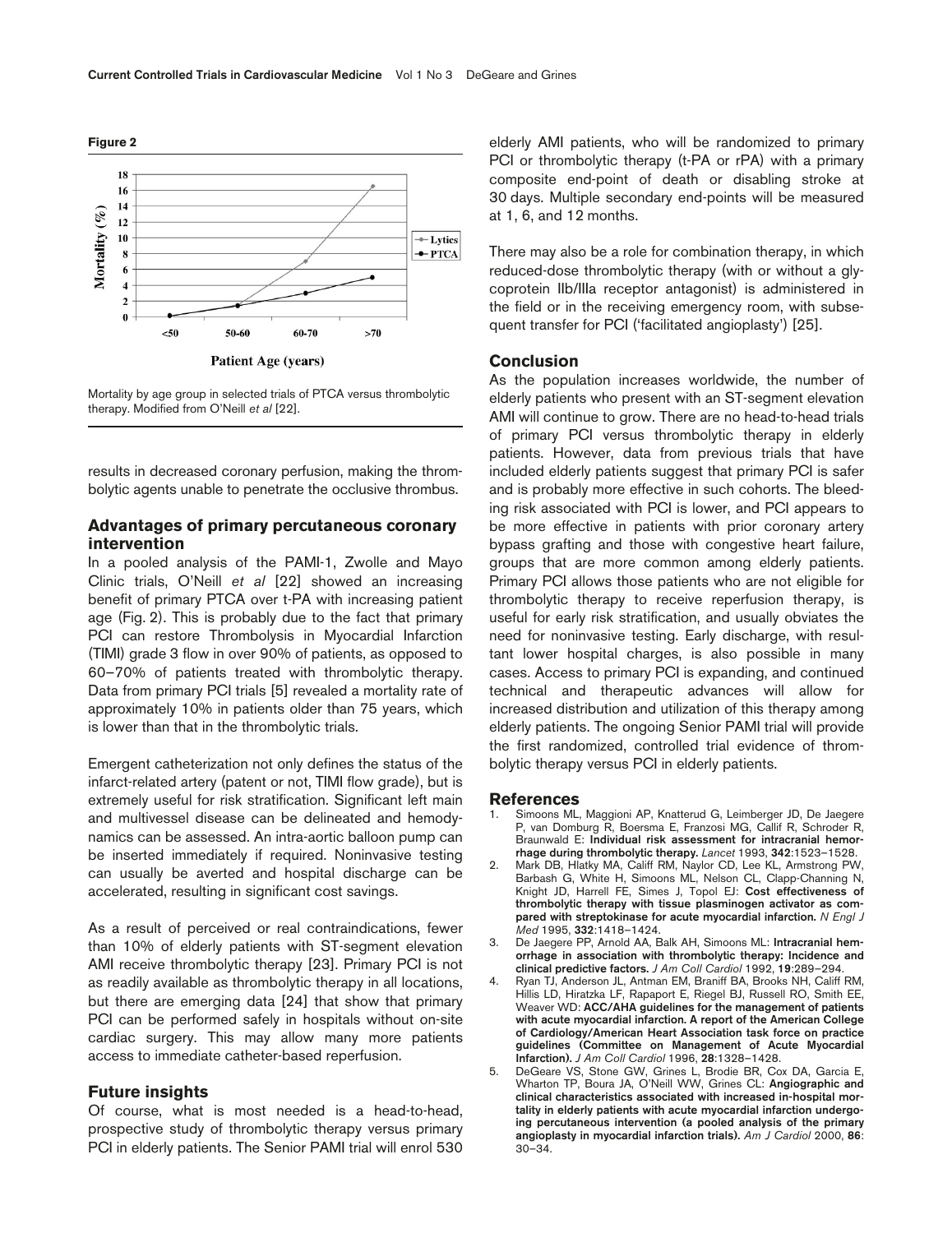**Figure 2**

18
16
14
12
10
8
6
4
2
0

Mortality (%)

<50
50-60
60-70
>70

Patient Age (years)

Lytics
PTCA

Mortality by age group in selected trials of PTCA versus thrombolytic therapy. Modified from O'Neill *et al* [22].

results in decreased coronary perfusion, making the thrombolytic agents unable to penetrate the occlusive thrombus.

## Advantages of primary percutaneous coronary intervention

In a pooled analysis of the PAMI-1, Zwolle and Mayo Clinic trials, O'Neill *et al* [22] showed an increasing benefit of primary PTCA over t-PA with increasing patient age (Fig. 2). This is probably due to the fact that primary PCI can restore Thrombolysis in Myocardial Infarction (TIMI) grade 3 flow in over 90% of patients, as opposed to 60–70% of patients treated with thrombolytic therapy. Data from primary PCI trials [5] revealed a mortality rate of approximately 10% in patients older than 75 years, which is lower than that in the thrombolytic trials.

Emergent catheterization not only defines the status of the infarct-related artery (patent or not, TIMI flow grade), but is extremely useful for risk stratification. Significant left main and multivessel disease can be delineated and hemodynamics can be assessed. An intra-aortic balloon pump can be inserted immediately if required. Noninvasive testing can usually be averted and hospital discharge can be accelerated, resulting in significant cost savings.

As a result of perceived or real contraindications, fewer than 10% of elderly patients with ST-segment elevation AMI receive thrombolytic therapy [23]. Primary PCI is not as readily available as thrombolytic therapy in all locations, but there are emerging data [24] that show that primary PCI can be performed safely in hospitals without on-site cardiac surgery. This may allow many more patients access to immediate catheter-based reperfusion.

## Future insights

Of course, what is most needed is a head-to-head, prospective study of thrombolytic therapy versus primary PCI in elderly patients. The Senior PAMI trial will enrol 530 elderly AMI patients, who will be randomized to primary PCI or thrombolytic therapy (t-PA or rPA) with a primary composite end-point of death or disabling stroke at 30 days. Multiple secondary end-points will be measured at 1, 6, and 12 months.

There may also be a role for combination therapy, in which reduced-dose thrombolytic therapy (with or without a glycoprotein IIb/IIIa receptor antagonist) is administered in the field or in the receiving emergency room, with subsequent transfer for PCI ('facilitated angioplasty') [25].

## Conclusion

As the population increases worldwide, the number of elderly patients who present with an ST-segment elevation AMI will continue to grow. There are no head-to-head trials of primary PCI versus thrombolytic therapy in elderly patients. However, data from previous trials that have included elderly patients suggest that primary PCI is safer and is probably more effective in such cohorts. The bleeding risk associated with PCI is lower, and PCI appears to be more effective in patients with prior coronary artery bypass grafting and those with congestive heart failure, groups that are more common among elderly patients. Primary PCI allows those patients who are not eligible for thrombolytic therapy to receive reperfusion therapy, is useful for early risk stratification, and usually obviates the need for noninvasive testing. Early discharge, with resultant lower hospital charges, is also possible in many cases. Access to primary PCI is expanding, and continued technical and therapeutic advances will allow for increased distribution and utilization of this therapy among elderly patients. The ongoing Senior PAMI trial will provide the first randomized, controlled trial evidence of thrombolytic therapy versus PCI in elderly patients.

## References

1. Simoons ML, Maggioni AP, Knatterud G, Leimberger JD, De Jaegere P, van Domburg R, Boersma E, Franzosi MG, Califf R, Schroder R, Braunwald E: **Individual risk assessment for intracranial hemorrhage during thrombolytic therapy.** *Lancet* 1993, **342**:1523–1528.
2. Mark DB, Hlatky MA, Califf RM, Naylor CD, Lee KL, Armstrong PW, Barbash G, White H, Simoons ML, Nelson CL, Clapp-Channing N, Knight JD, Harrell FE, Simes J, Topol EJ: **Cost effectiveness of thrombolytic therapy with tissue plasminogen activator as compared with streptokinase for acute myocardial infarction.** *N Engl J Med* 1995, **332**:1418–1424.
3. De Jaegere PP, Arnold AA, Balk AH, Simoons ML: **Intracranial hemorrhage in association with thrombolytic therapy: Incidence and clinical predictive factors.** *J Am Coll Cardiol* 1992, **19**:289–294.
4. Ryan TJ, Anderson JL, Antman EM, Braniff BA, Brooks NH, Califf RM, Hillis LD, Hiratzka LF, Rapaport E, Riegel BJ, Russell RO, Smith EE, Weaver WD: **ACC/AHA guidelines for the management of patients with acute myocardial infarction. A report of the American College of Cardiology/American Heart Association task force on practice guidelines (Committee on Management of Acute Myocardial Infarction).** *J Am Coll Cardiol* 1996, **28**:1328–1428.
5. DeGeare VS, Stone GW, Grines L, Brodie BR, Cox DA, Garcia E, Wharton TP, Boura JA, O'Neill WW, Grines CL: **Angiographic and clinical characteristics associated with increased in-hospital mortality in elderly patients with acute myocardial infarction undergoing percutaneous intervention (a pooled analysis of the primary angioplasty in myocardial infarction trials).** *Am J Cardiol* 2000, **86**: 30–34.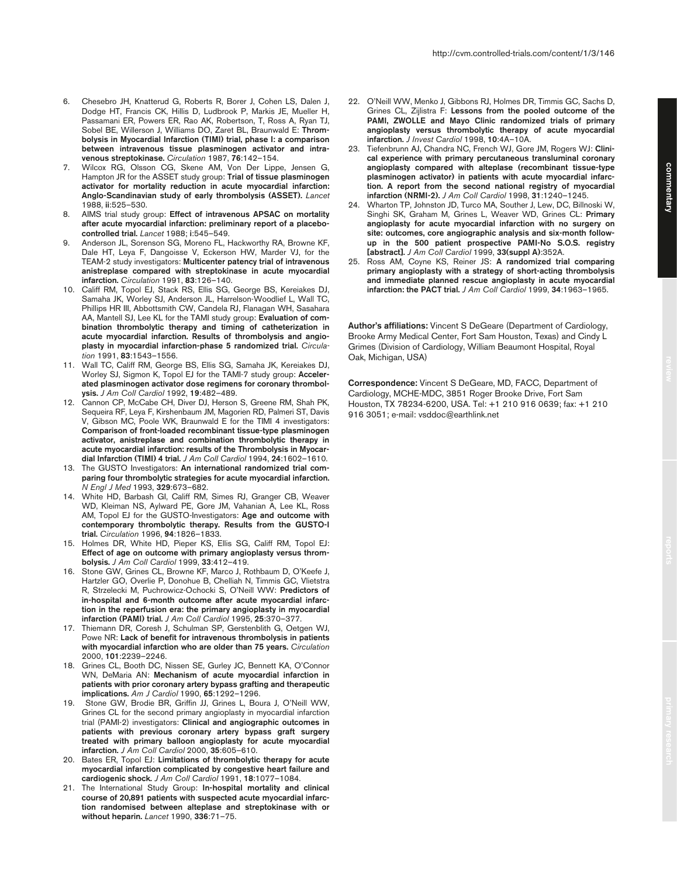6. Chesebro JH, Knatterud G, Roberts R, Borer J, Cohen LS, Dalen J, Dodge HT, Francis CK, Hillis D, Ludbrook P, Markis JE, Mueller H, Passamani ER, Powers ER, Rao AK, Robertson, T, Ross A, Ryan TJ, Sobel BE, Willerson J, Williams DO, Zaret BL, Braunwald E: **Thrombolysis in Myocardial Infarction (TIMI) trial, phase I: a comparison between intravenous tissue plasminogen activator and intravenous streptokinase.** *Circulation* 1987, **76**:142–154.
7. Wilcox RG, Olsson CG, Skene AM, Von Der Lippe, Jensen G, Hampton JR for the ASSET study group: **Trial of tissue plasminogen activator for mortality reduction in acute myocardial infarction: Anglo-Scandinavian study of early thrombolysis (ASSET).** *Lancet* 1988, **ii**:525–530.
8. AIMS trial study group: **Effect of intravenous APSAC on mortality after acute myocardial infarction: preliminary report of a placebo-controlled trial.** *Lancet* 1988; **i**:545–549.
9. Anderson JL, Sorenson SG, Moreno FL, Hackworthy RA, Browne KF, Dale HT, Leya F, Dangoisse V, Eckerson HW, Marder VJ, for the TEAM-2 study investigators: **Multicenter patency trial of intravenous anistreplase compared with streptokinase in acute myocardial infarction.** *Circulation* 1991, **83**:126–140.
10. Califf RM, Topol EJ, Stack RS, Ellis SG, George BS, Kereiakes DJ, Samaha JK, Worley SJ, Anderson JL, Harrelson-Woodlief L, Wall TC, Phillips HR III, Abbottsmith CW, Candela RJ, Flanagan WH, Sasahara AA, Mantell SJ, Lee KL for the TAMI study group: **Evaluation of combination thrombolytic therapy and timing of catheterization in acute myocardial infarction. Results of thrombolysis and angioplasty in myocardial infarction-phase 5 randomized trial.** *Circulation* 1991, **83**:1543–1556.
11. Wall TC, Califf RM, George BS, Ellis SG, Samaha JK, Kereiakes DJ, Worley SJ, Sigmon K, Topol EJ for the TAMI-7 study group: **Accelerated plasminogen activator dose regimens for coronary thrombolysis.** *J Am Coll Cardiol* 1992, **19**:482–489.
12. Cannon CP, McCabe CH, Diver DJ, Herson S, Greene RM, Shah PK, Sequeira RF, Leya F, Kirshenbaum JM, Magorien RD, Palmeri ST, Davis V, Gibson MC, Poole WK, Braunwald E for the TIMI 4 investigators: **Comparison of front-loaded recombinant tissue-type plasminogen activator, anistreplase and combination thrombolytic therapy in acute myocardial infarction: results of the Thrombolysis in Myocardial Infarction (TIMI) 4 trial.** *J Am Coll Cardiol* 1994, **24**:1602–1610.
13. The GUSTO Investigators: **An international randomized trial comparing four thrombolytic strategies for acute myocardial infarction.** *N Engl J Med* 1993, **329**:673–682.
14. White HD, Barbash GI, Califf RM, Simes RJ, Granger CB, Weaver WD, Kleiman NS, Aylward PE, Gore JM, Vahanian A, Lee KL, Ross AM, Topol EJ for the GUSTO-Investigators: **Age and outcome with contemporary thrombolytic therapy. Results from the GUSTO-I trial.** *Circulation* 1996, **94**:1826–1833.
15. Holmes DR, White HD, Pieper KS, Ellis SG, Califf RM, Topol EJ: **Effect of age on outcome with primary angioplasty versus thrombolysis.** *J Am Coll Cardiol* 1999, **33**:412–419.
16. Stone GW, Grines CL, Browne KF, Marco J, Rothbaum D, O'Keefe J, Hartzler GO, Overlie P, Donohue B, Chelliah N, Timmis GC, Vlietstra R, Strzelecki M, Puchrowicz-Ochocki S, O'Neill WW: **Predictors of in-hospital and 6-month outcome after acute myocardial infarction in the reperfusion era: the primary angioplasty in myocardial infarction (PAMI) trial.** *J Am Coll Cardiol* 1995, **25**:370–377.
17. Thiemann DR, Coresh J, Schulman SP, Gerstenblith G, Oetgen WJ, Powe NR: **Lack of benefit for intravenous thrombolysis in patients with myocardial infarction who are older than 75 years.** *Circulation* 2000, **101**:2239–2246.
18. Grines CL, Booth DC, Nissen SE, Gurley JC, Bennett KA, O'Connor WN, DeMaria AN: **Mechanism of acute myocardial infarction in patients with prior coronary artery bypass grafting and therapeutic implications.** *Am J Cardiol* 1990, **65**:1292–1296.
19. Stone GW, Brodie BR, Griffin JJ, Grines L, Boura J, O'Neill WW, Grines CL for the second primary angioplasty in myocardial infarction trial (PAMI-2) investigators: **Clinical and angiographic outcomes in patients with previous coronary artery bypass graft surgery treated with primary balloon angioplasty for acute myocardial infarction.** *J Am Coll Cardiol* 2000, **35**:605–610.
20. Bates ER, Topol EJ: **Limitations of thrombolytic therapy for acute myocardial infarction complicated by congestive heart failure and cardiogenic shock.** *J Am Coll Cardiol* 1991, **18**:1077–1084.
21. The International Study Group: **In-hospital mortality and clinical course of 20,891 patients with suspected acute myocardial infarction randomised between alteplase and streptokinase with or without heparin.** *Lancet* 1990, **336**:71–75.
22. O'Neill WW, Menko J, Gibbons RJ, Holmes DR, Timmis GC, Sachs D, Grines CL, Zijlstra F: **Lessons from the pooled outcome of the PAMI, ZWOLLE and Mayo Clinic randomized trials of primary angioplasty versus thrombolytic therapy of acute myocardial infarction.** *J Invest Cardiol* 1998, **10**:4A–10A.
23. Tiefenbrunn AJ, Chandra NC, French WJ, Gore JM, Rogers WJ: **Clinical experience with primary percutaneous transluminal coronary angioplasty compared with alteplase (recombinant tissue-type plasminogen activator) in patients with acute myocardial infarction. A report from the second national registry of myocardial infarction (NRMI-2).** *J Am Coll Cardiol* 1998, **31**:1240–1245.
24. Wharton TP, Johnston JD, Turco MA, Souther J, Lew, DC, Billnoski W, Singhi SK, Graham M, Grines L, Weaver WD, Grines CL: **Primary angioplasty for acute myocardial infarction with no surgery on site: outcomes, core angiographic analysis and six-month follow-up in the 500 patient prospective PAMI-No S.O.S. registry [abstract].** *J Am Coll Cardiol* 1999, **33(suppl A)**:352A.
25. Ross AM, Coyne KS, Reiner JS: **A randomized trial comparing primary angioplasty with a strategy of short-acting thrombolysis and immediate planned rescue angioplasty in acute myocardial infarction: the PACT trial.** *J Am Coll Cardiol* 1999, **34**:1963–1965.

**Author's affiliations:** Vincent S DeGeare (Department of Cardiology, Brooke Army Medical Center, Fort Sam Houston, Texas) and Cindy L Grimes (Division of Cardiology, William Beaumont Hospital, Royal Oak, Michigan, USA)

**Correspondence:** Vincent S DeGeare, MD, FACC, Department of Cardiology, MCHE-MDC, 3851 Roger Brooke Drive, Fort Sam Houston, TX 78234-6200, USA. Tel: +1 210 916 0639; fax: +1 210 916 3051; e-mail: vsddoc@earthlink.net